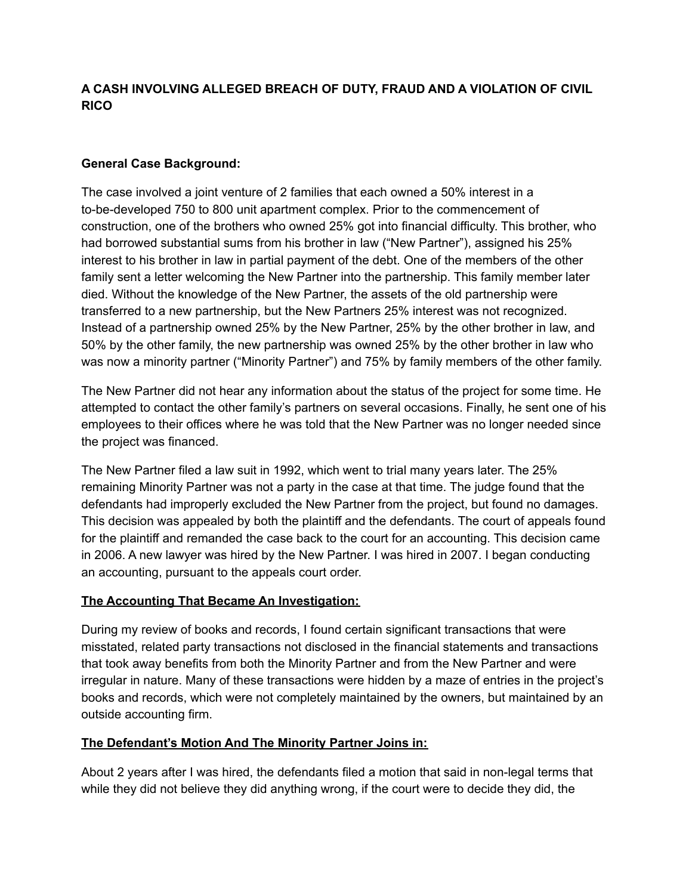**A CASH INVOLVING ALLEGED BREACH OF DUTY, FRAUD AND A VIOLATION OF CIVIL RICO**

**General Case Background:**

The case involved a joint venture of 2 families that each owned a 50% interest in a to-be-developed 750 to 800 unit apartment complex. Prior to the commencement of construction, one of the brothers who owned 25% got into financial difficulty. This brother, who had borrowed substantial sums from his brother in law ("New Partner"), assigned his 25% interest to his brother in law in partial payment of the debt. One of the members of the other family sent a letter welcoming the New Partner into the partnership. This family member later died. Without the knowledge of the New Partner, the assets of the old partnership were transferred to a new partnership, but the New Partners 25% interest was not recognized. Instead of a partnership owned 25% by the New Partner, 25% by the other brother in law, and 50% by the other family, the new partnership was owned 25% by the other brother in law who was now a minority partner ("Minority Partner") and 75% by family members of the other family.

The New Partner did not hear any information about the status of the project for some time. He attempted to contact the other family's partners on several occasions. Finally, he sent one of his employees to their offices where he was told that the New Partner was no longer needed since the project was financed.

The New Partner filed a law suit in 1992, which went to trial many years later. The 25% remaining Minority Partner was not a party in the case at that time. The judge found that the defendants had improperly excluded the New Partner from the project, but found no damages. This decision was appealed by both the plaintiff and the defendants. The court of appeals found for the plaintiff and remanded the case back to the court for an accounting. This decision came in 2006. A new lawyer was hired by the New Partner. I was hired in 2007. I began conducting an accounting, pursuant to the appeals court order.

**The Accounting That Became An Investigation:**

During my review of books and records, I found certain significant transactions that were misstated, related party transactions not disclosed in the financial statements and transactions that took away benefits from both the Minority Partner and from the New Partner and were irregular in nature. Many of these transactions were hidden by a maze of entries in the project's books and records, which were not completely maintained by the owners, but maintained by an outside accounting firm.

**The Defendant's Motion And The Minority Partner Joins in:**

About 2 years after I was hired, the defendants filed a motion that said in non-legal terms that while they did not believe they did anything wrong, if the court were to decide they did, the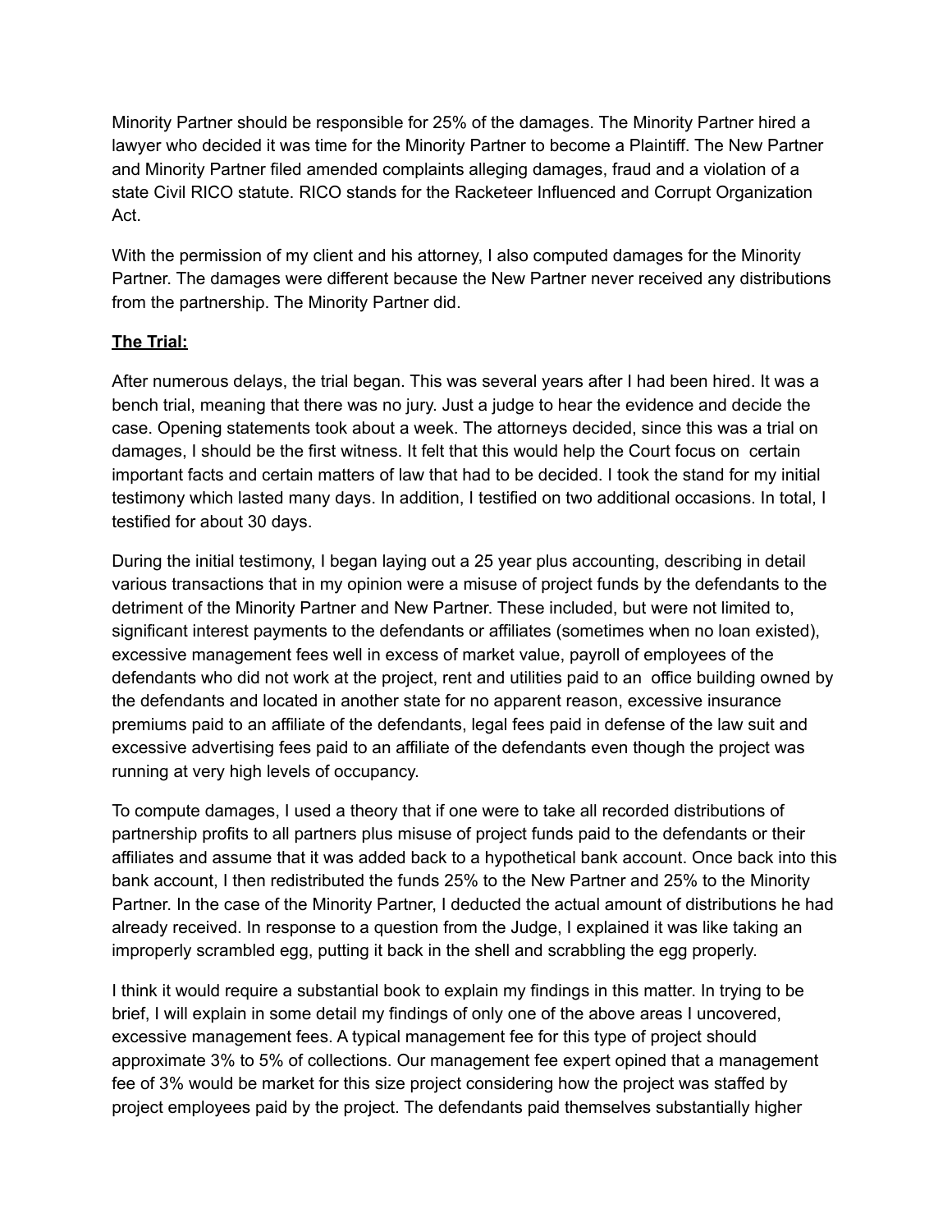Minority Partner should be responsible for 25% of the damages. The Minority Partner hired a lawyer who decided it was time for the Minority Partner to become a Plaintiff. The New Partner and Minority Partner filed amended complaints alleging damages, fraud and a violation of a state Civil RICO statute. RICO stands for the Racketeer Influenced and Corrupt Organization Act.

With the permission of my client and his attorney, I also computed damages for the Minority Partner. The damages were different because the New Partner never received any distributions from the partnership. The Minority Partner did.

**The Trial:**

After numerous delays, the trial began. This was several years after I had been hired. It was a bench trial, meaning that there was no jury. Just a judge to hear the evidence and decide the case. Opening statements took about a week. The attorneys decided, since this was a trial on damages, I should be the first witness. It felt that this would help the Court focus on certain important facts and certain matters of law that had to be decided. I took the stand for my initial testimony which lasted many days. In addition, I testified on two additional occasions. In total, I testified for about 30 days.

During the initial testimony, I began laying out a 25 year plus accounting, describing in detail various transactions that in my opinion were a misuse of project funds by the defendants to the detriment of the Minority Partner and New Partner. These included, but were not limited to, significant interest payments to the defendants or affiliates (sometimes when no loan existed), excessive management fees well in excess of market value, payroll of employees of the defendants who did not work at the project, rent and utilities paid to an office building owned by the defendants and located in another state for no apparent reason, excessive insurance premiums paid to an affiliate of the defendants, legal fees paid in defense of the law suit and excessive advertising fees paid to an affiliate of the defendants even though the project was running at very high levels of occupancy.

To compute damages, I used a theory that if one were to take all recorded distributions of partnership profits to all partners plus misuse of project funds paid to the defendants or their affiliates and assume that it was added back to a hypothetical bank account. Once back into this bank account, I then redistributed the funds 25% to the New Partner and 25% to the Minority Partner. In the case of the Minority Partner, I deducted the actual amount of distributions he had already received. In response to a question from the Judge, I explained it was like taking an improperly scrambled egg, putting it back in the shell and scrabbling the egg properly.

I think it would require a substantial book to explain my findings in this matter. In trying to be brief, I will explain in some detail my findings of only one of the above areas I uncovered, excessive management fees. A typical management fee for this type of project should approximate 3% to 5% of collections. Our management fee expert opined that a management fee of 3% would be market for this size project considering how the project was staffed by project employees paid by the project. The defendants paid themselves substantially higher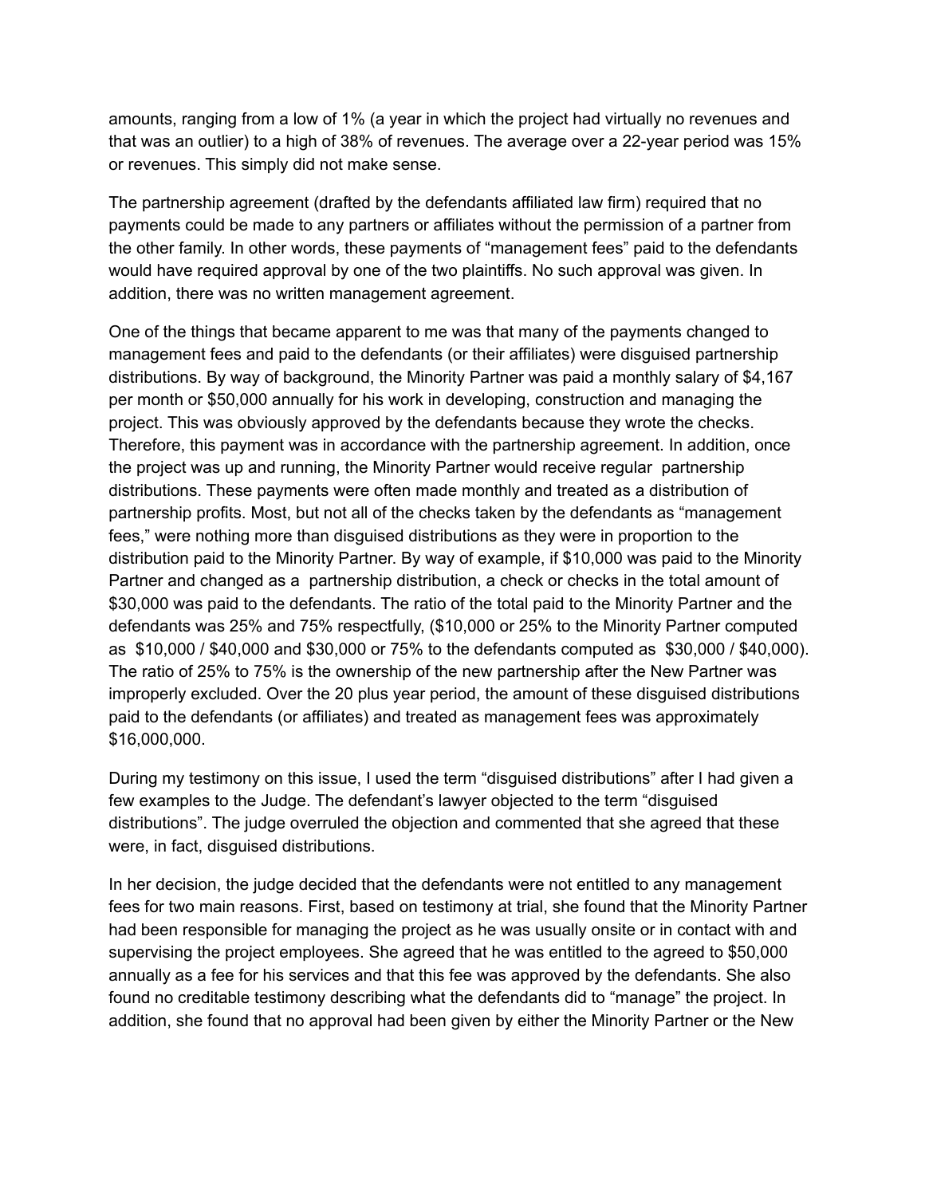amounts, ranging from a low of 1% (a year in which the project had virtually no revenues and that was an outlier) to a high of 38% of revenues. The average over a 22-year period was 15% or revenues. This simply did not make sense.

The partnership agreement (drafted by the defendants affiliated law firm) required that no payments could be made to any partners or affiliates without the permission of a partner from the other family. In other words, these payments of "management fees" paid to the defendants would have required approval by one of the two plaintiffs. No such approval was given. In addition, there was no written management agreement.

One of the things that became apparent to me was that many of the payments changed to management fees and paid to the defendants (or their affiliates) were disguised partnership distributions. By way of background, the Minority Partner was paid a monthly salary of $4,167 per month or $50,000 annually for his work in developing, construction and managing the project. This was obviously approved by the defendants because they wrote the checks. Therefore, this payment was in accordance with the partnership agreement. In addition, once the project was up and running, the Minority Partner would receive regular partnership distributions. These payments were often made monthly and treated as a distribution of partnership profits. Most, but not all of the checks taken by the defendants as "management fees," were nothing more than disguised distributions as they were in proportion to the distribution paid to the Minority Partner. By way of example, if $10,000 was paid to the Minority Partner and changed as a partnership distribution, a check or checks in the total amount of $30,000 was paid to the defendants. The ratio of the total paid to the Minority Partner and the defendants was 25% and 75% respectfully, ($10,000 or 25% to the Minority Partner computed as $10,000 / $40,000 and $30,000 or 75% to the defendants computed as $30,000 / $40,000). The ratio of 25% to 75% is the ownership of the new partnership after the New Partner was improperly excluded. Over the 20 plus year period, the amount of these disguised distributions paid to the defendants (or affiliates) and treated as management fees was approximately $16,000,000.

During my testimony on this issue, I used the term "disguised distributions" after I had given a few examples to the Judge. The defendant's lawyer objected to the term "disguised distributions". The judge overruled the objection and commented that she agreed that these were, in fact, disguised distributions.

In her decision, the judge decided that the defendants were not entitled to any management fees for two main reasons. First, based on testimony at trial, she found that the Minority Partner had been responsible for managing the project as he was usually onsite or in contact with and supervising the project employees. She agreed that he was entitled to the agreed to $50,000 annually as a fee for his services and that this fee was approved by the defendants. She also found no creditable testimony describing what the defendants did to "manage" the project. In addition, she found that no approval had been given by either the Minority Partner or the New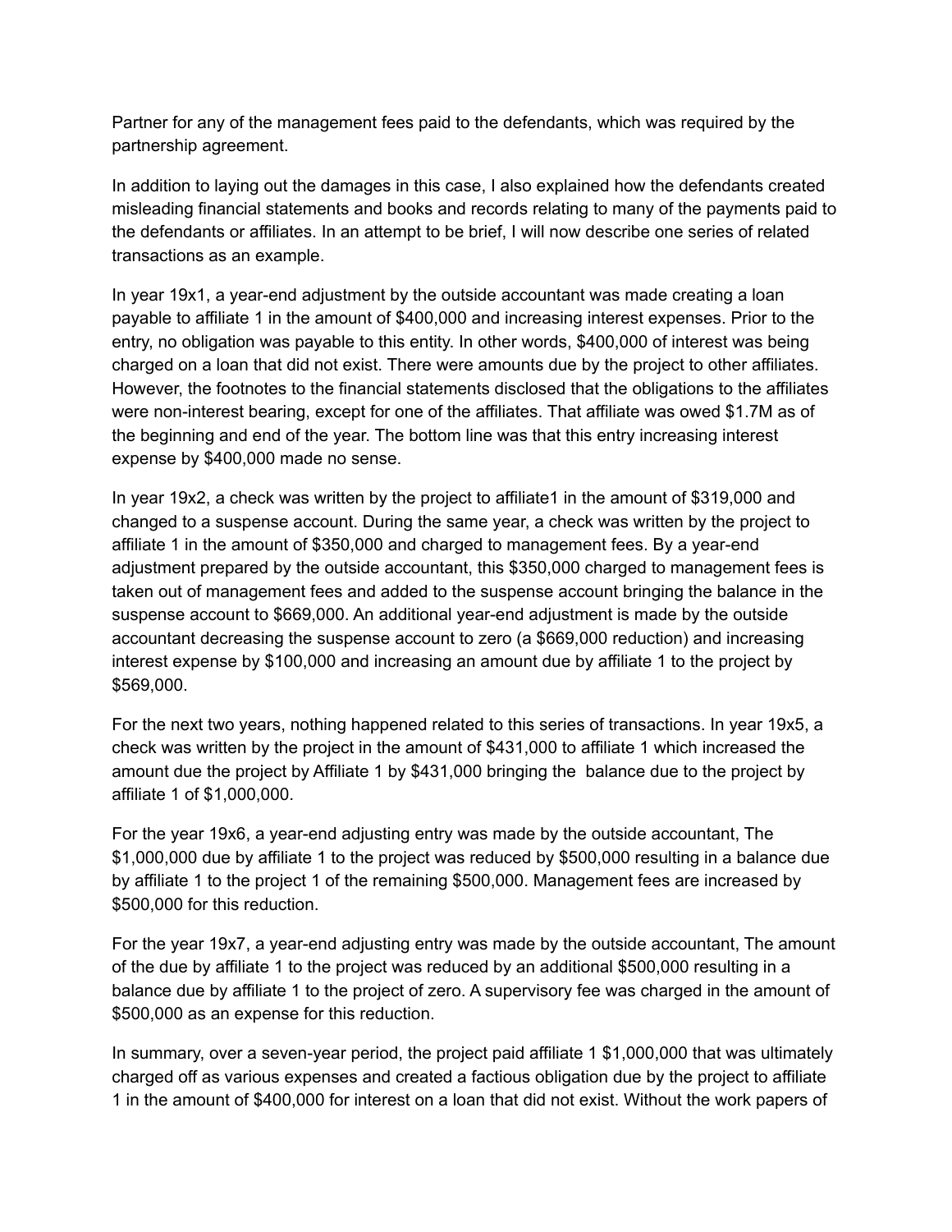Partner for any of the management fees paid to the defendants, which was required by the partnership agreement.

In addition to laying out the damages in this case, I also explained how the defendants created misleading financial statements and books and records relating to many of the payments paid to the defendants or affiliates. In an attempt to be brief, I will now describe one series of related transactions as an example.

In year 19x1, a year-end adjustment by the outside accountant was made creating a loan payable to affiliate 1 in the amount of $400,000 and increasing interest expenses. Prior to the entry, no obligation was payable to this entity. In other words, $400,000 of interest was being charged on a loan that did not exist. There were amounts due by the project to other affiliates. However, the footnotes to the financial statements disclosed that the obligations to the affiliates were non-interest bearing, except for one of the affiliates. That affiliate was owed $1.7M as of the beginning and end of the year. The bottom line was that this entry increasing interest expense by $400,000 made no sense.

In year 19x2, a check was written by the project to affiliate1 in the amount of $319,000 and changed to a suspense account. During the same year, a check was written by the project to affiliate 1 in the amount of $350,000 and charged to management fees. By a year-end adjustment prepared by the outside accountant, this $350,000 charged to management fees is taken out of management fees and added to the suspense account bringing the balance in the suspense account to $669,000. An additional year-end adjustment is made by the outside accountant decreasing the suspense account to zero (a $669,000 reduction) and increasing interest expense by $100,000 and increasing an amount due by affiliate 1 to the project by $569,000.

For the next two years, nothing happened related to this series of transactions. In year 19x5, a check was written by the project in the amount of $431,000 to affiliate 1 which increased the amount due the project by Affiliate 1 by $431,000 bringing the balance due to the project by affiliate 1 of $1,000,000.

For the year 19x6, a year-end adjusting entry was made by the outside accountant, The $1,000,000 due by affiliate 1 to the project was reduced by $500,000 resulting in a balance due by affiliate 1 to the project 1 of the remaining $500,000. Management fees are increased by $500,000 for this reduction.

For the year 19x7, a year-end adjusting entry was made by the outside accountant, The amount of the due by affiliate 1 to the project was reduced by an additional $500,000 resulting in a balance due by affiliate 1 to the project of zero. A supervisory fee was charged in the amount of $500,000 as an expense for this reduction.

In summary, over a seven-year period, the project paid affiliate 1 $1,000,000 that was ultimately charged off as various expenses and created a factious obligation due by the project to affiliate 1 in the amount of $400,000 for interest on a loan that did not exist. Without the work papers of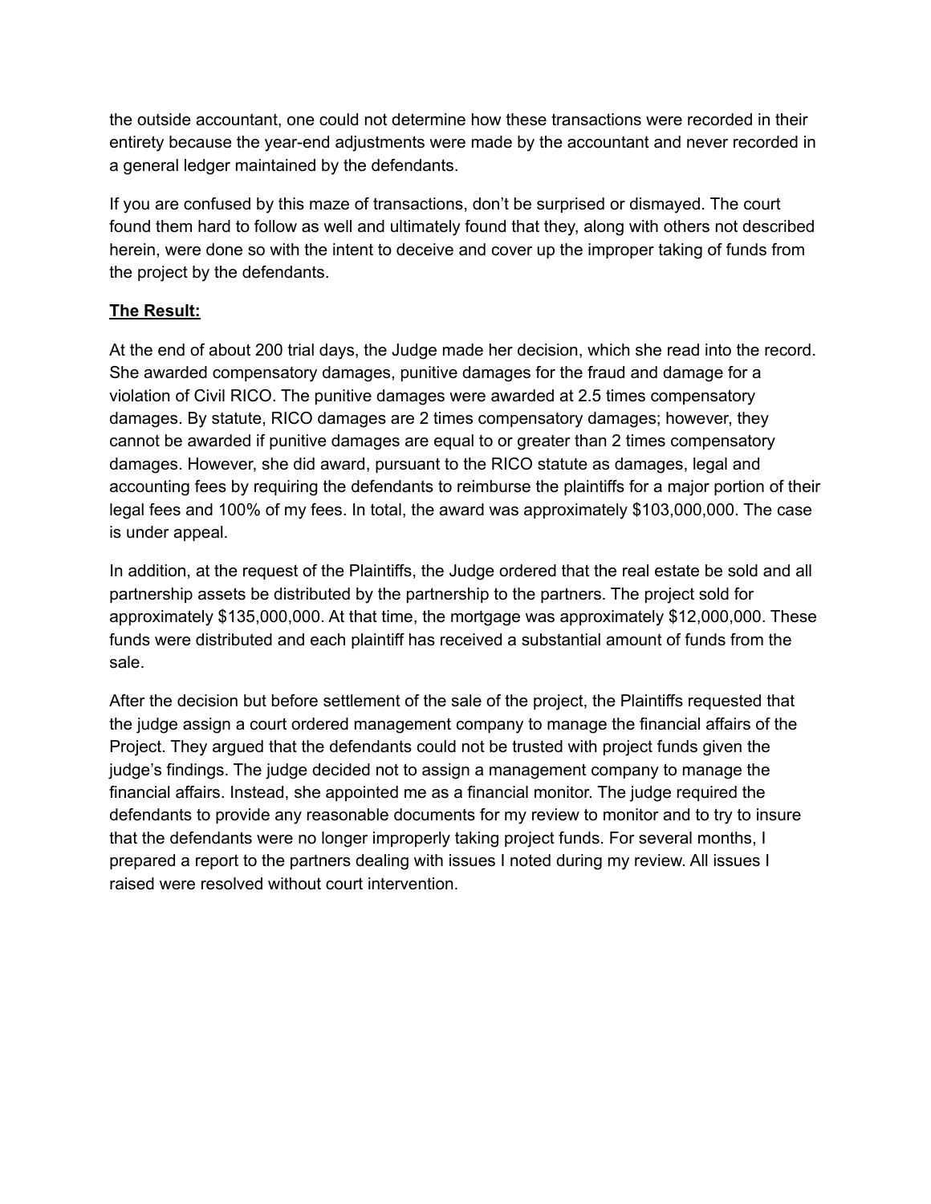the outside accountant, one could not determine how these transactions were recorded in their entirety because the year-end adjustments were made by the accountant and never recorded in a general ledger maintained by the defendants.

If you are confused by this maze of transactions, don't be surprised or dismayed. The court found them hard to follow as well and ultimately found that they, along with others not described herein, were done so with the intent to deceive and cover up the improper taking of funds from the project by the defendants.

**The Result:**

At the end of about 200 trial days, the Judge made her decision, which she read into the record. She awarded compensatory damages, punitive damages for the fraud and damage for a violation of Civil RICO. The punitive damages were awarded at 2.5 times compensatory damages. By statute, RICO damages are 2 times compensatory damages; however, they cannot be awarded if punitive damages are equal to or greater than 2 times compensatory damages. However, she did award, pursuant to the RICO statute as damages, legal and accounting fees by requiring the defendants to reimburse the plaintiffs for a major portion of their legal fees and 100% of my fees. In total, the award was approximately $103,000,000. The case is under appeal.

In addition, at the request of the Plaintiffs, the Judge ordered that the real estate be sold and all partnership assets be distributed by the partnership to the partners. The project sold for approximately $135,000,000. At that time, the mortgage was approximately $12,000,000. These funds were distributed and each plaintiff has received a substantial amount of funds from the sale.

After the decision but before settlement of the sale of the project, the Plaintiffs requested that the judge assign a court ordered management company to manage the financial affairs of the Project. They argued that the defendants could not be trusted with project funds given the judge's findings. The judge decided not to assign a management company to manage the financial affairs. Instead, she appointed me as a financial monitor. The judge required the defendants to provide any reasonable documents for my review to monitor and to try to insure that the defendants were no longer improperly taking project funds. For several months, I prepared a report to the partners dealing with issues I noted during my review. All issues I raised were resolved without court intervention.